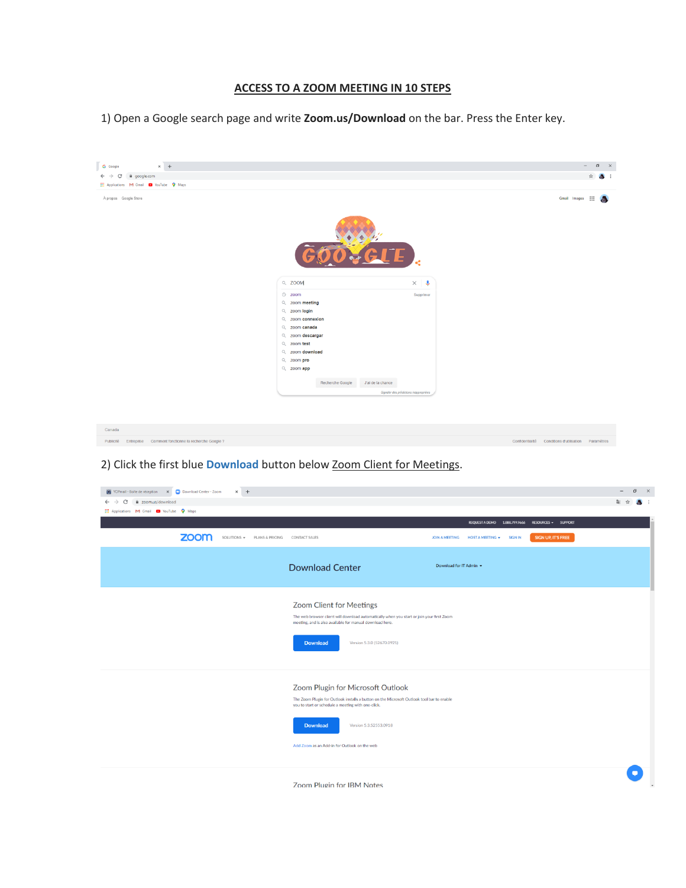# ACCESS TO A ZOOM MEETING IN 10 STEPS

1) Open a Google search page and write **Zoom.us/Download** on the bar. Press the Enter key.

2) Click the first blue **Download** button below Zoom Client for Meetings.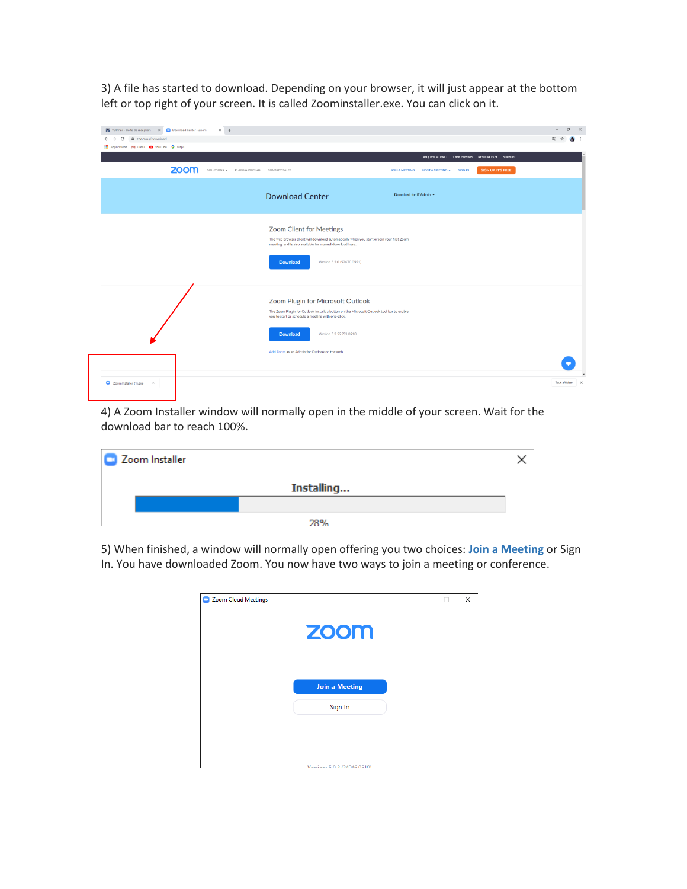3) A file has started to download. Depending on your browser, it will just appear at the bottom left or top right of your screen. It is called Zoominstaller.exe. You can click on it.

4) A Zoom Installer window will normally open in the middle of your screen. Wait for the download bar to reach 100%.

5) When finished, a window will normally open offering you two choices: **Join a Meeting** or Sign In. You have downloaded Zoom. You now have two ways to join a meeting or conference.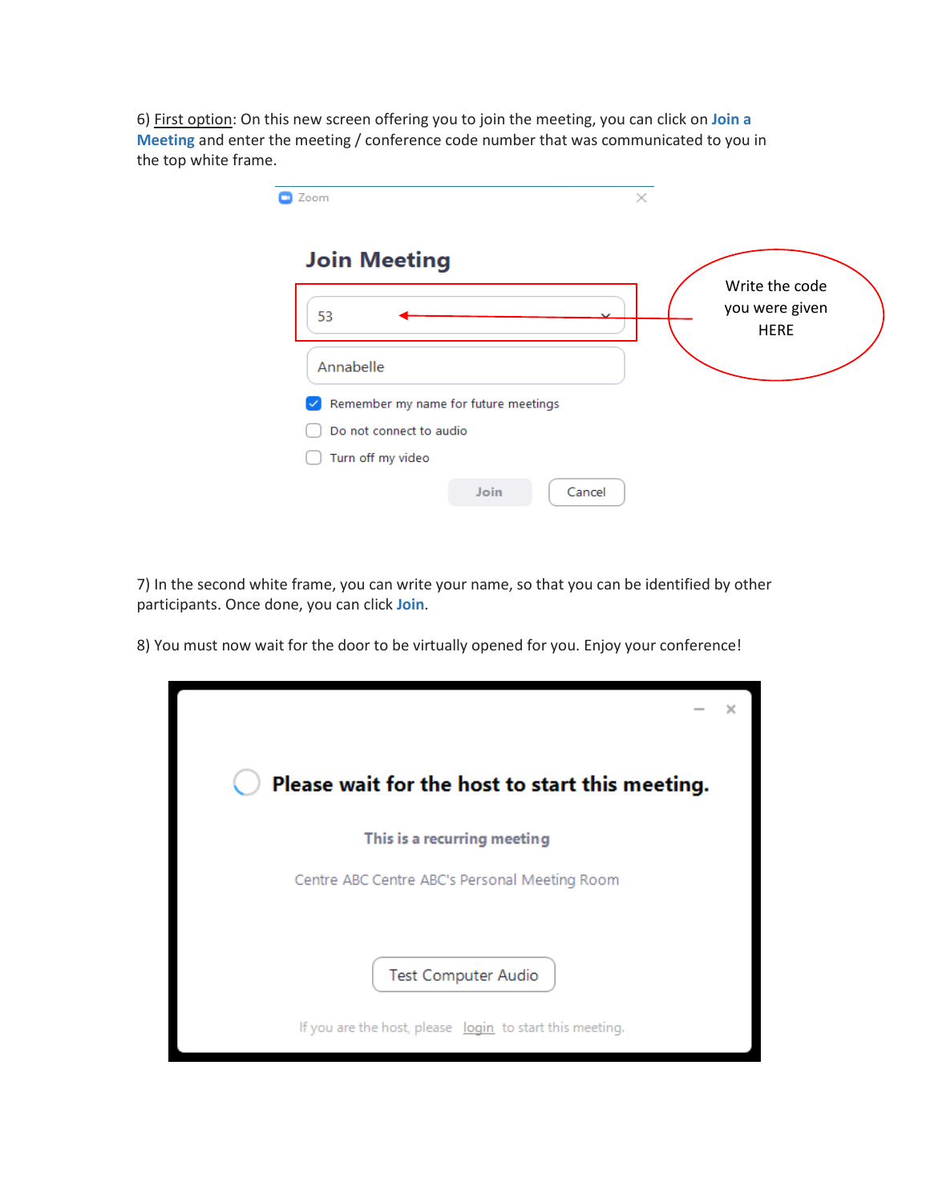6) <u>First option</u>: On this new screen offering you to join the meeting, you can click on **Join a Meeting** and enter the meeting / conference code number that was communicated to you in the top white frame.

Zoom

**Join Meeting**

53

Annabelle

Remember my name for future meetings

Do not connect to audio

Turn off my video

Join    Cancel

Write the code you were given HERE

7) In the second white frame, you can write your name, so that you can be identified by other participants. Once done, you can click **Join**.

8) You must now wait for the door to be virtually opened for you. Enjoy your conference!

**Please wait for the host to start this meeting.**

This is a recurring meeting

Centre ABC Centre ABC's Personal Meeting Room

Test Computer Audio

If you are the host, please login to start this meeting.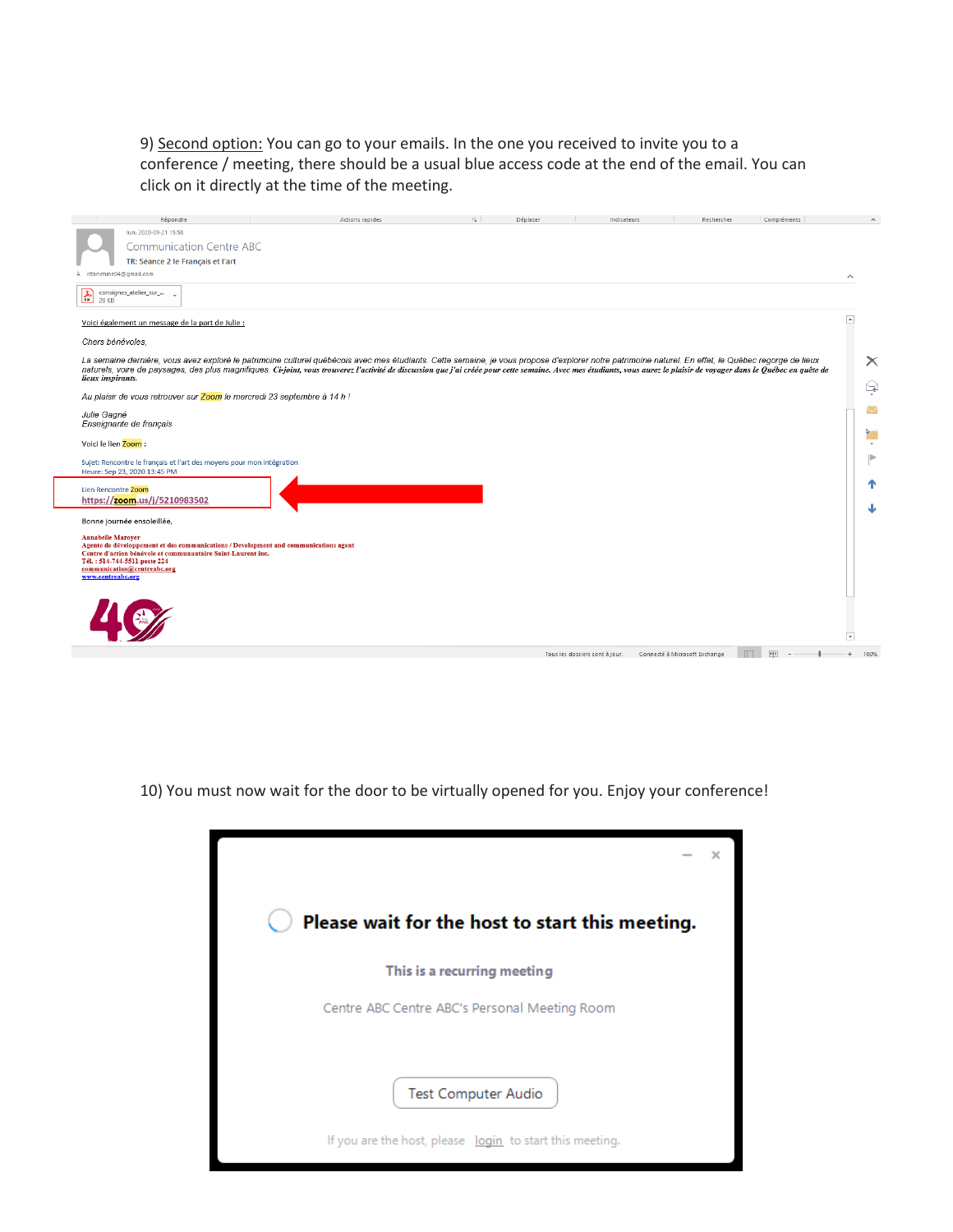9) Second option: You can go to your emails. In the one you received to invite you to a conference / meeting, there should be a usual blue access code at the end of the email. You can click on it directly at the time of the meeting.

Répondre | Actions rapides | Déplacer | Indicateurs | Rechercher | Compléments

lun. 2020-09-21 15:58

Communication Centre ABC

TR: Séance 2 le Français et l'art

À rtanehme04@gmail.com

consignes_atelier_sur_...
28 KB

Voici également un message de la part de Julie :

*Chers bénévoles,*

*La semaine dernière, vous avez exploré le patrimoine culturel québécois avec mes étudiants. Cette semaine, je vous propose d'explorer notre patrimoine naturel. En effet, le Québec regorge de lieux naturels, voire de paysages, des plus magnifiques.* ***Ci-joint, vous trouverez l'activité de discussion que j'ai créée pour cette semaine. Avec mes étudiants, vous aurez le plaisir de voyager dans le Québec en quête de lieux inspirants.***

*Au plaisir de vous retrouver sur Zoom le mercredi 23 septembre à 14 h !*

*Julie Gagné*
*Enseignante de français*

Voici le lien Zoom :

Sujet: Rencontre le français et l'art des moyens pour mon intégration
Heure: Sep 23, 2020 13:45 PM

Lien Rencontre Zoom
https://zoom.us/j/5210983502

Bonne journée ensoleillée,

**Annabelle Mazoyer**
**Agente de développement et des communications / Development and communications agent**
**Centre d'action bénévole et communautaire Saint-Laurent inc.**
**Tél. : 514-744-5511 poste 224**
**communication@centreabc.org**
**www.centreabc.org**

Tous les dossiers sont à jour. Connecté à Microsoft Exchange 100%

10) You must now wait for the door to be virtually opened for you. Enjoy your conference!

**Please wait for the host to start this meeting.**

This is a recurring meeting

Centre ABC Centre ABC's Personal Meeting Room

Test Computer Audio

If you are the host, please login to start this meeting.